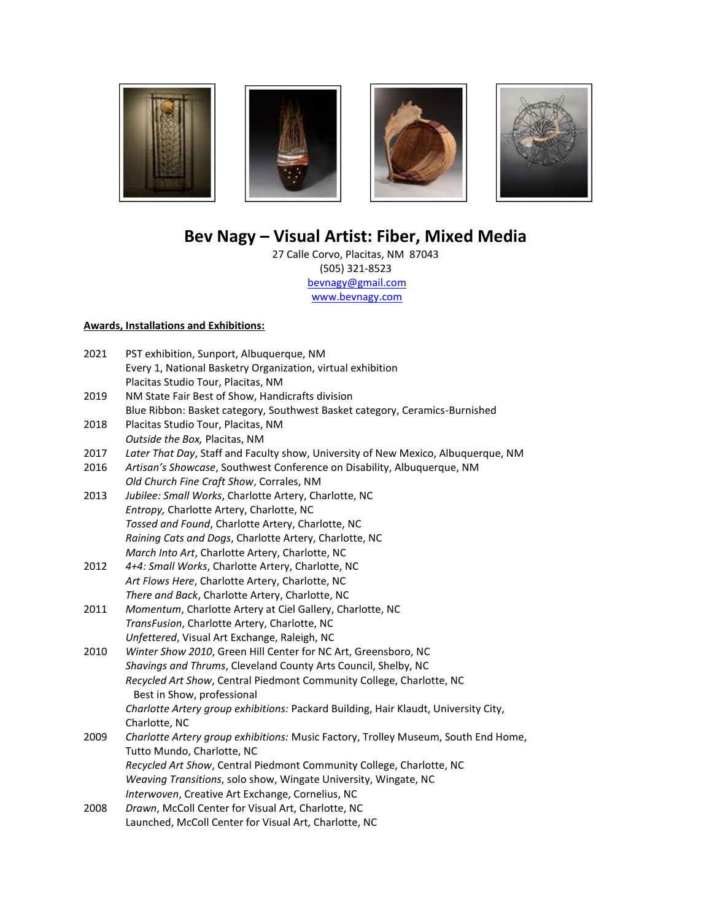# Bev Nagy – Visual Artist: Fiber, Mixed Media

27 Calle Corvo, Placitas, NM 87043
(505) 321-8523
bevnagy@gmail.com
www.bevnagy.com

**Awards, Installations and Exhibitions:**

2021 PST exhibition, Sunport, Albuquerque, NM
Every 1, National Basketry Organization, virtual exhibition
Placitas Studio Tour, Placitas, NM

2019 NM State Fair Best of Show, Handicrafts division
Blue Ribbon: Basket category, Southwest Basket category, Ceramics-Burnished

2018 Placitas Studio Tour, Placitas, NM
*Outside the Box,* Placitas, NM

2017 *Later That Day*, Staff and Faculty show, University of New Mexico, Albuquerque, NM

2016 *Artisan's Showcase*, Southwest Conference on Disability, Albuquerque, NM
*Old Church Fine Craft Show*, Corrales, NM

2013 *Jubilee: Small Works*, Charlotte Artery, Charlotte, NC
*Entropy,* Charlotte Artery, Charlotte, NC
*Tossed and Found*, Charlotte Artery, Charlotte, NC
*Raining Cats and Dogs*, Charlotte Artery, Charlotte, NC
*March Into Art*, Charlotte Artery, Charlotte, NC

2012 *4+4: Small Works*, Charlotte Artery, Charlotte, NC
*Art Flows Here*, Charlotte Artery, Charlotte, NC
*There and Back*, Charlotte Artery, Charlotte, NC

2011 *Momentum*, Charlotte Artery at Ciel Gallery, Charlotte, NC
*TransFusion*, Charlotte Artery, Charlotte, NC
*Unfettered*, Visual Art Exchange, Raleigh, NC

2010 *Winter Show 2010*, Green Hill Center for NC Art, Greensboro, NC
*Shavings and Thrums*, Cleveland County Arts Council, Shelby, NC
*Recycled Art Show*, Central Piedmont Community College, Charlotte, NC
Best in Show, professional
*Charlotte Artery group exhibitions:* Packard Building, Hair Klaudt, University City, Charlotte, NC

2009 *Charlotte Artery group exhibitions:* Music Factory, Trolley Museum, South End Home, Tutto Mundo, Charlotte, NC
*Recycled Art Show*, Central Piedmont Community College, Charlotte, NC
*Weaving Transitions*, solo show, Wingate University, Wingate, NC
*Interwoven*, Creative Art Exchange, Cornelius, NC

2008 *Drawn*, McColl Center for Visual Art, Charlotte, NC
Launched, McColl Center for Visual Art, Charlotte, NC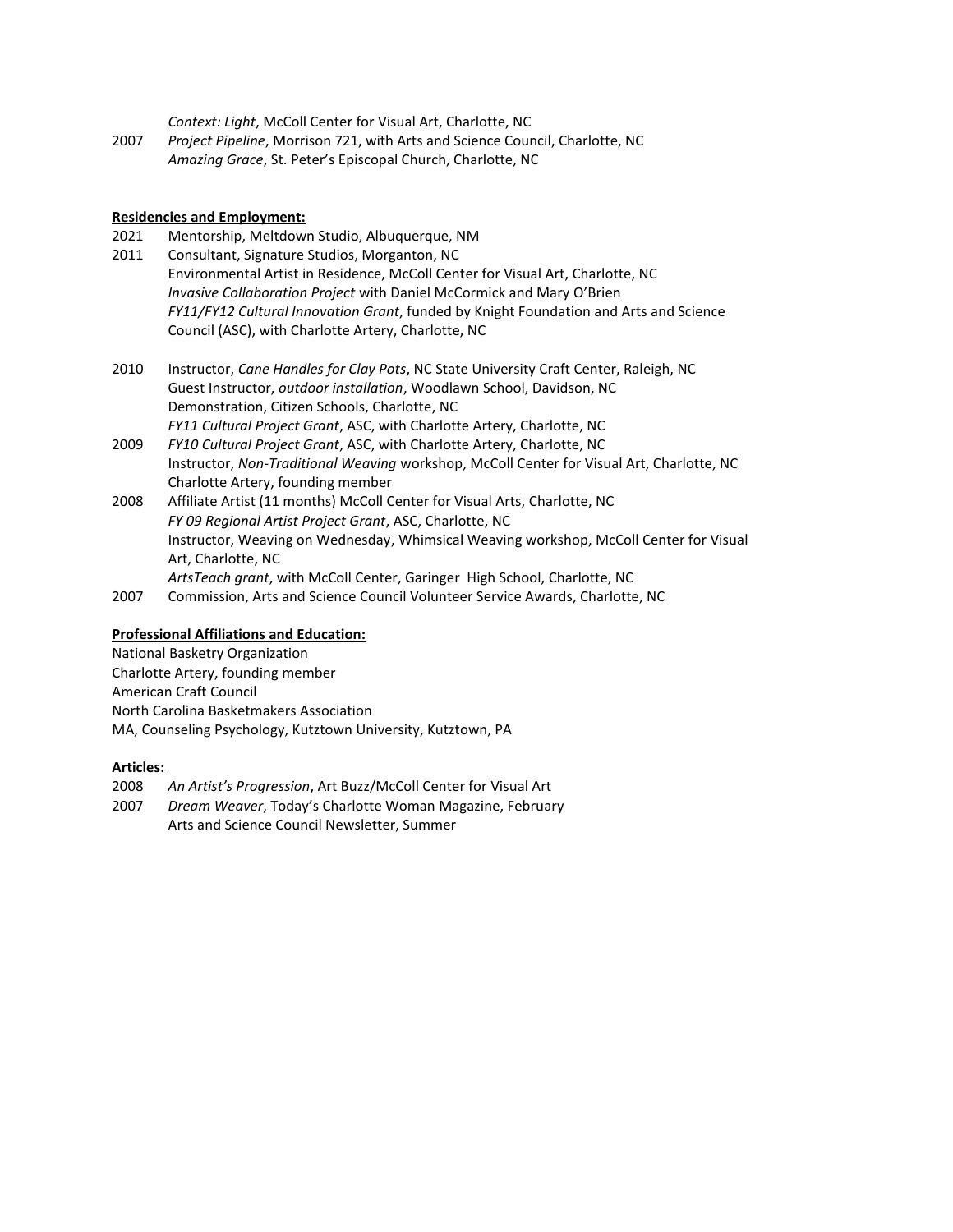*Context: Light*, McColl Center for Visual Art, Charlotte, NC

2007 *Project Pipeline*, Morrison 721, with Arts and Science Council, Charlotte, NC
*Amazing Grace*, St. Peter's Episcopal Church, Charlotte, NC

**Residencies and Employment:**

2021 Mentorship, Meltdown Studio, Albuquerque, NM

2011 Consultant, Signature Studios, Morganton, NC
Environmental Artist in Residence, McColl Center for Visual Art, Charlotte, NC
*Invasive Collaboration Project* with Daniel McCormick and Mary O'Brien
*FY11/FY12 Cultural Innovation Grant*, funded by Knight Foundation and Arts and Science Council (ASC), with Charlotte Artery, Charlotte, NC

2010 Instructor, *Cane Handles for Clay Pots*, NC State University Craft Center, Raleigh, NC
Guest Instructor, *outdoor installation*, Woodlawn School, Davidson, NC
Demonstration, Citizen Schools, Charlotte, NC
*FY11 Cultural Project Grant*, ASC, with Charlotte Artery, Charlotte, NC

2009 *FY10 Cultural Project Grant*, ASC, with Charlotte Artery, Charlotte, NC
Instructor, *Non-Traditional Weaving* workshop, McColl Center for Visual Art, Charlotte, NC
Charlotte Artery, founding member

2008 Affiliate Artist (11 months) McColl Center for Visual Arts, Charlotte, NC
*FY 09 Regional Artist Project Grant*, ASC, Charlotte, NC
Instructor, Weaving on Wednesday, Whimsical Weaving workshop, McColl Center for Visual Art, Charlotte, NC
*ArtsTeach grant*, with McColl Center, Garinger High School, Charlotte, NC

2007 Commission, Arts and Science Council Volunteer Service Awards, Charlotte, NC

**Professional Affiliations and Education:**

National Basketry Organization
Charlotte Artery, founding member
American Craft Council
North Carolina Basketmakers Association
MA, Counseling Psychology, Kutztown University, Kutztown, PA

**Articles:**

2008 *An Artist's Progression*, Art Buzz/McColl Center for Visual Art

2007 *Dream Weaver*, Today's Charlotte Woman Magazine, February
Arts and Science Council Newsletter, Summer